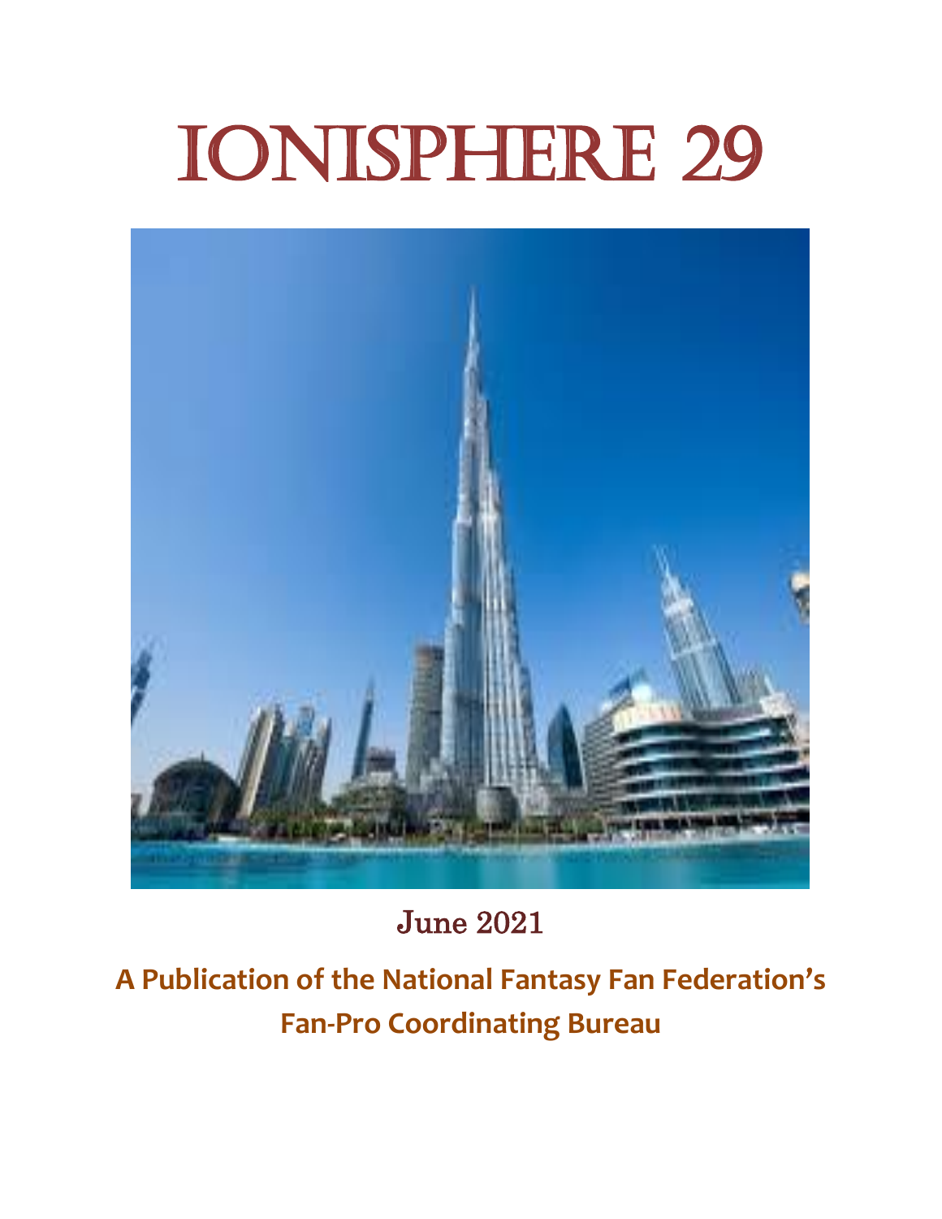# IONISPHERE 29

June 2021

**A Publication of the National Fantasy Fan Federation's Fan-Pro Coordinating Bureau**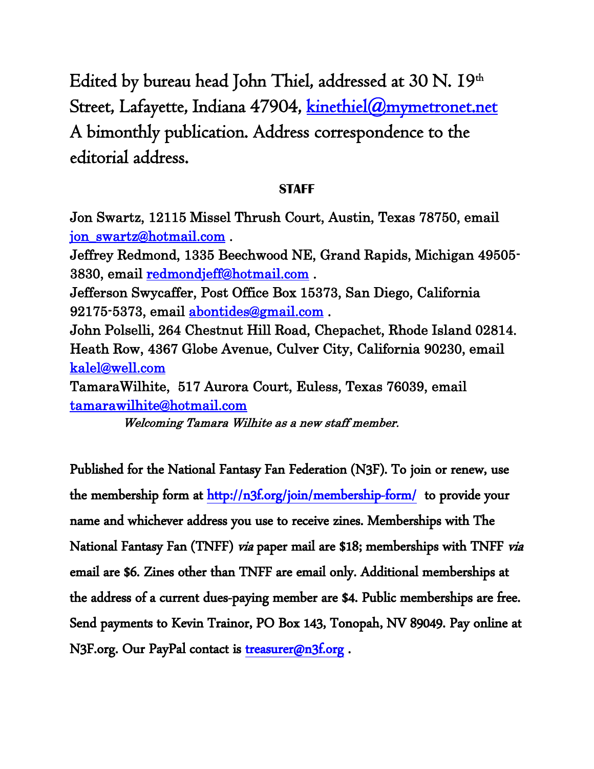Edited by bureau head John Thiel, addressed at 30 N. 19th Street, Lafayette, Indiana 47904, kinethiel@mymetronet.net
A bimonthly publication. Address correspondence to the editorial address.

**STAFF**

Jon Swartz, 12115 Missel Thrush Court, Austin, Texas 78750, email jon_swartz@hotmail.com .
Jeffrey Redmond, 1335 Beechwood NE, Grand Rapids, Michigan 49505-3830, email redmondjeff@hotmail.com .
Jefferson Swycaffer, Post Office Box 15373, San Diego, California 92175-5373, email abontides@gmail.com .
John Polselli, 264 Chestnut Hill Road, Chepachet, Rhode Island 02814.
Heath Row, 4367 Globe Avenue, Culver City, California 90230, email kalel@well.com
TamaraWilhite, 517 Aurora Court, Euless, Texas 76039, email tamarawilhite@hotmail.com

*Welcoming Tamara Wilhite as a new staff member.*

Published for the National Fantasy Fan Federation (N3F). To join or renew, use the membership form at http://n3f.org/join/membership-form/ to provide your name and whichever address you use to receive zines. Memberships with The National Fantasy Fan (TNFF) *via* paper mail are $18; memberships with TNFF *via* email are $6. Zines other than TNFF are email only. Additional memberships at the address of a current dues-paying member are $4. Public memberships are free. Send payments to Kevin Trainor, PO Box 143, Tonopah, NV 89049. Pay online at N3F.org. Our PayPal contact is treasurer@n3f.org .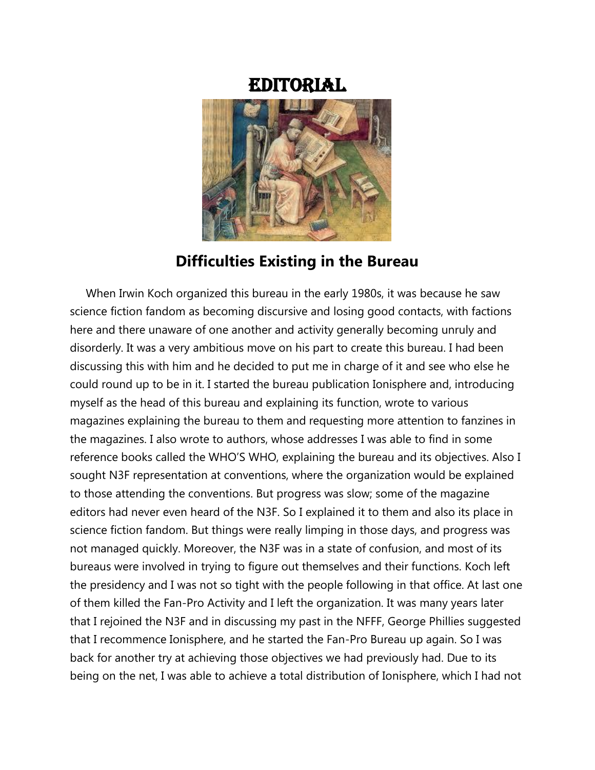# EDITORIAL

## Difficulties Existing in the Bureau

When Irwin Koch organized this bureau in the early 1980s, it was because he saw science fiction fandom as becoming discursive and losing good contacts, with factions here and there unaware of one another and activity generally becoming unruly and disorderly. It was a very ambitious move on his part to create this bureau. I had been discussing this with him and he decided to put me in charge of it and see who else he could round up to be in it. I started the bureau publication Ionisphere and, introducing myself as the head of this bureau and explaining its function, wrote to various magazines explaining the bureau to them and requesting more attention to fanzines in the magazines. I also wrote to authors, whose addresses I was able to find in some reference books called the WHO'S WHO, explaining the bureau and its objectives. Also I sought N3F representation at conventions, where the organization would be explained to those attending the conventions. But progress was slow; some of the magazine editors had never even heard of the N3F. So I explained it to them and also its place in science fiction fandom. But things were really limping in those days, and progress was not managed quickly. Moreover, the N3F was in a state of confusion, and most of its bureaus were involved in trying to figure out themselves and their functions. Koch left the presidency and I was not so tight with the people following in that office. At last one of them killed the Fan-Pro Activity and I left the organization. It was many years later that I rejoined the N3F and in discussing my past in the NFFF, George Phillies suggested that I recommence Ionisphere, and he started the Fan-Pro Bureau up again. So I was back for another try at achieving those objectives we had previously had. Due to its being on the net, I was able to achieve a total distribution of Ionisphere, which I had not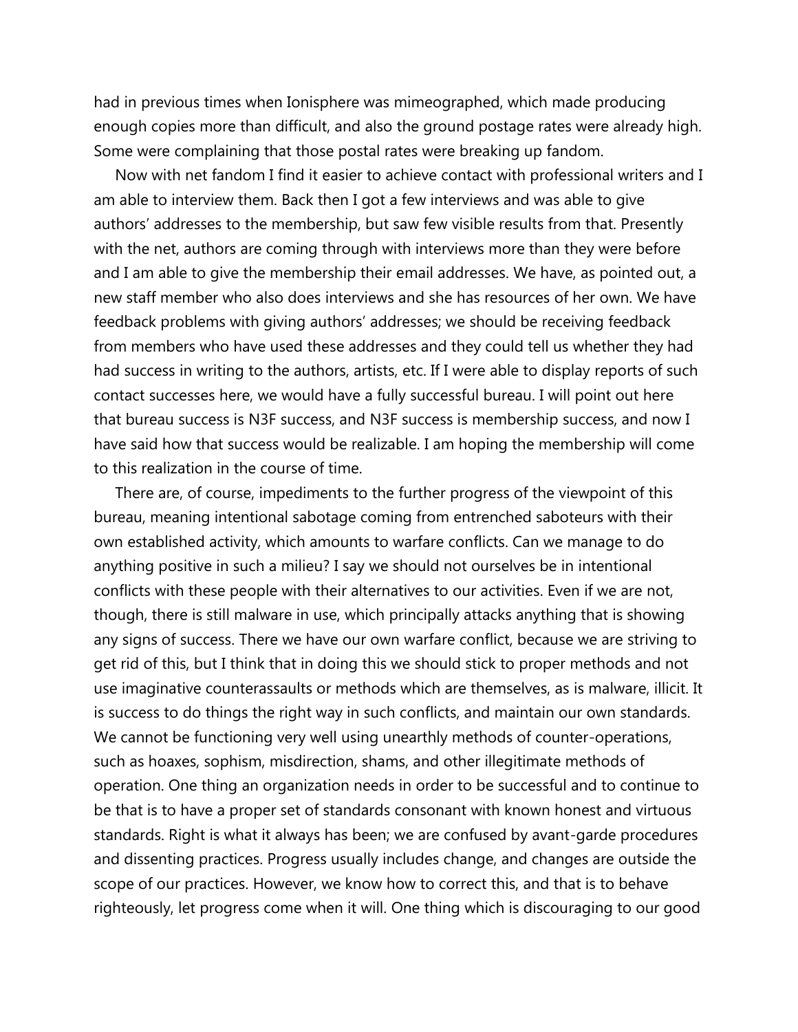had in previous times when Ionisphere was mimeographed, which made producing enough copies more than difficult, and also the ground postage rates were already high. Some were complaining that those postal rates were breaking up fandom.

Now with net fandom I find it easier to achieve contact with professional writers and I am able to interview them. Back then I got a few interviews and was able to give authors' addresses to the membership, but saw few visible results from that. Presently with the net, authors are coming through with interviews more than they were before and I am able to give the membership their email addresses. We have, as pointed out, a new staff member who also does interviews and she has resources of her own. We have feedback problems with giving authors' addresses; we should be receiving feedback from members who have used these addresses and they could tell us whether they had had success in writing to the authors, artists, etc. If I were able to display reports of such contact successes here, we would have a fully successful bureau. I will point out here that bureau success is N3F success, and N3F success is membership success, and now I have said how that success would be realizable. I am hoping the membership will come to this realization in the course of time.

There are, of course, impediments to the further progress of the viewpoint of this bureau, meaning intentional sabotage coming from entrenched saboteurs with their own established activity, which amounts to warfare conflicts. Can we manage to do anything positive in such a milieu? I say we should not ourselves be in intentional conflicts with these people with their alternatives to our activities. Even if we are not, though, there is still malware in use, which principally attacks anything that is showing any signs of success. There we have our own warfare conflict, because we are striving to get rid of this, but I think that in doing this we should stick to proper methods and not use imaginative counterassaults or methods which are themselves, as is malware, illicit. It is success to do things the right way in such conflicts, and maintain our own standards. We cannot be functioning very well using unearthly methods of counter-operations, such as hoaxes, sophism, misdirection, shams, and other illegitimate methods of operation. One thing an organization needs in order to be successful and to continue to be that is to have a proper set of standards consonant with known honest and virtuous standards. Right is what it always has been; we are confused by avant-garde procedures and dissenting practices. Progress usually includes change, and changes are outside the scope of our practices. However, we know how to correct this, and that is to behave righteously, let progress come when it will. One thing which is discouraging to our good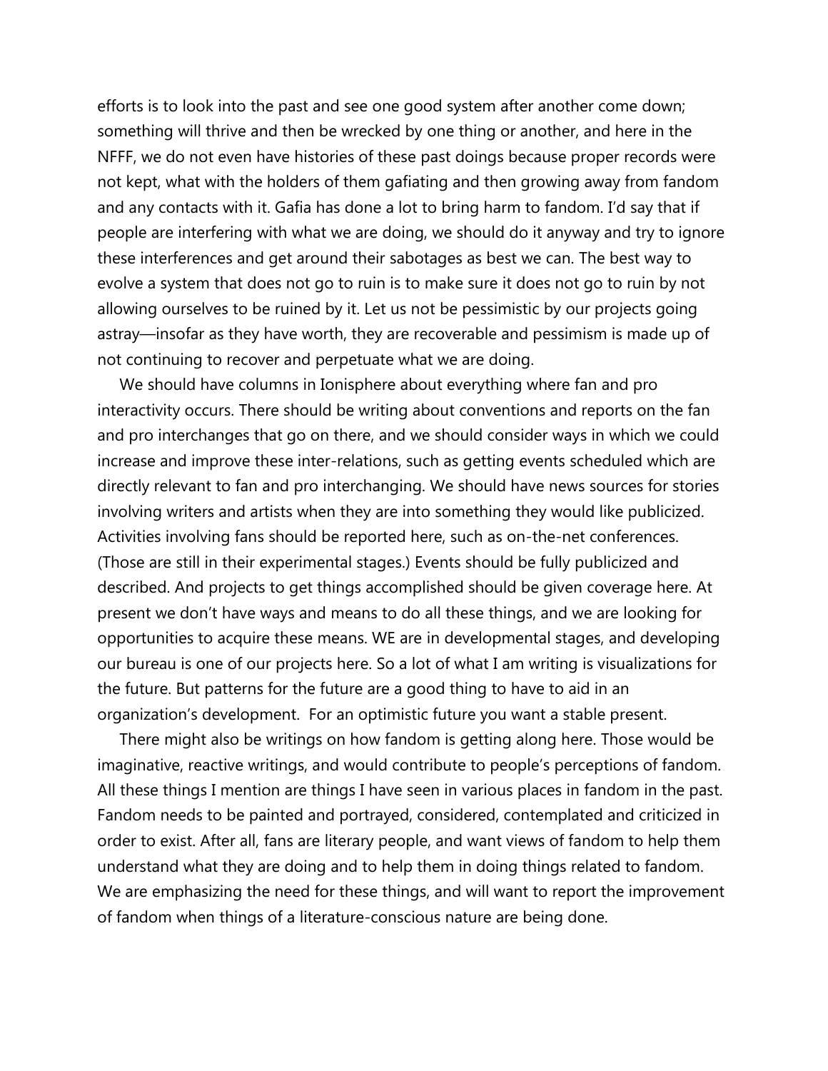efforts is to look into the past and see one good system after another come down; something will thrive and then be wrecked by one thing or another, and here in the NFFF, we do not even have histories of these past doings because proper records were not kept, what with the holders of them gafiating and then growing away from fandom and any contacts with it. Gafia has done a lot to bring harm to fandom. I'd say that if people are interfering with what we are doing, we should do it anyway and try to ignore these interferences and get around their sabotages as best we can. The best way to evolve a system that does not go to ruin is to make sure it does not go to ruin by not allowing ourselves to be ruined by it. Let us not be pessimistic by our projects going astray—insofar as they have worth, they are recoverable and pessimism is made up of not continuing to recover and perpetuate what we are doing.

We should have columns in Ionisphere about everything where fan and pro interactivity occurs. There should be writing about conventions and reports on the fan and pro interchanges that go on there, and we should consider ways in which we could increase and improve these inter-relations, such as getting events scheduled which are directly relevant to fan and pro interchanging. We should have news sources for stories involving writers and artists when they are into something they would like publicized. Activities involving fans should be reported here, such as on-the-net conferences. (Those are still in their experimental stages.) Events should be fully publicized and described. And projects to get things accomplished should be given coverage here. At present we don't have ways and means to do all these things, and we are looking for opportunities to acquire these means. WE are in developmental stages, and developing our bureau is one of our projects here. So a lot of what I am writing is visualizations for the future. But patterns for the future are a good thing to have to aid in an organization's development. For an optimistic future you want a stable present.

There might also be writings on how fandom is getting along here. Those would be imaginative, reactive writings, and would contribute to people's perceptions of fandom. All these things I mention are things I have seen in various places in fandom in the past. Fandom needs to be painted and portrayed, considered, contemplated and criticized in order to exist. After all, fans are literary people, and want views of fandom to help them understand what they are doing and to help them in doing things related to fandom. We are emphasizing the need for these things, and will want to report the improvement of fandom when things of a literature-conscious nature are being done.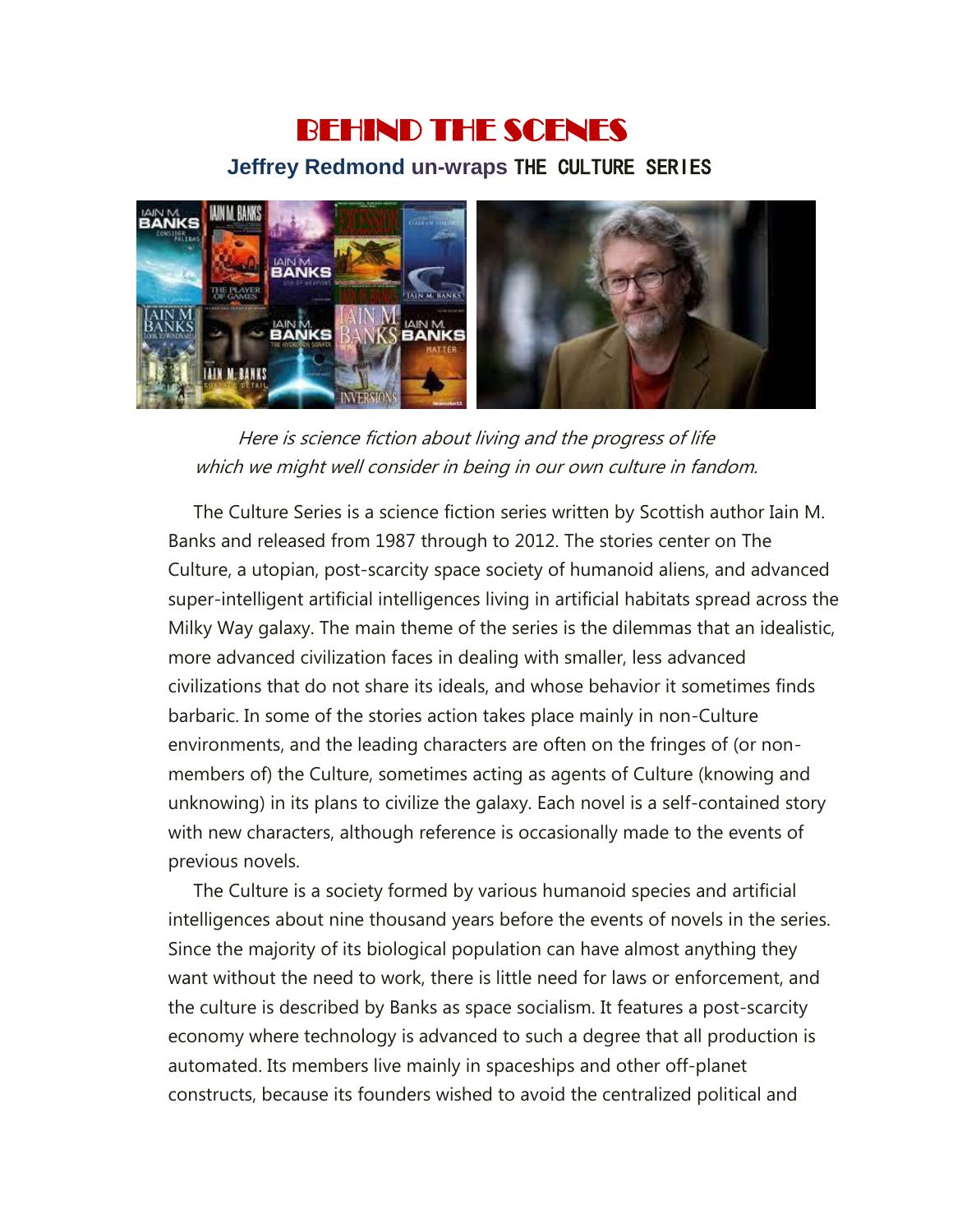# BEHIND THE SCENES

**Jeffrey Redmond un-wraps THE CULTURE SERIES**

*Here is science fiction about living and the progress of life which we might well consider in being in our own culture in fandom.*

The Culture Series is a science fiction series written by Scottish author Iain M. Banks and released from 1987 through to 2012. The stories center on The Culture, a utopian, post-scarcity space society of humanoid aliens, and advanced super-intelligent artificial intelligences living in artificial habitats spread across the Milky Way galaxy. The main theme of the series is the dilemmas that an idealistic, more advanced civilization faces in dealing with smaller, less advanced civilizations that do not share its ideals, and whose behavior it sometimes finds barbaric. In some of the stories action takes place mainly in non-Culture environments, and the leading characters are often on the fringes of (or non-members of) the Culture, sometimes acting as agents of Culture (knowing and unknowing) in its plans to civilize the galaxy. Each novel is a self-contained story with new characters, although reference is occasionally made to the events of previous novels.

The Culture is a society formed by various humanoid species and artificial intelligences about nine thousand years before the events of novels in the series. Since the majority of its biological population can have almost anything they want without the need to work, there is little need for laws or enforcement, and the culture is described by Banks as space socialism. It features a post-scarcity economy where technology is advanced to such a degree that all production is automated. Its members live mainly in spaceships and other off-planet constructs, because its founders wished to avoid the centralized political and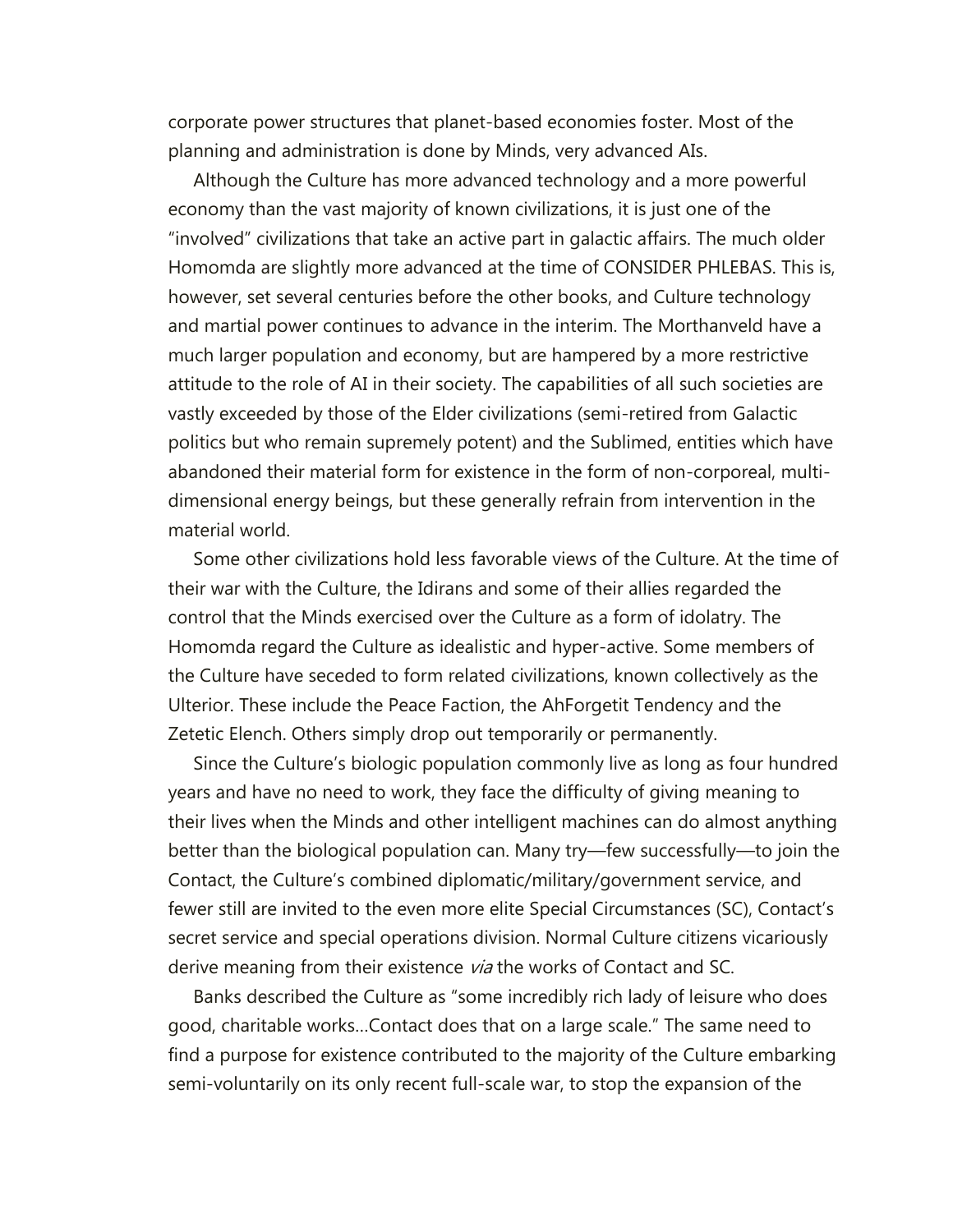corporate power structures that planet-based economies foster. Most of the planning and administration is done by Minds, very advanced AIs.

Although the Culture has more advanced technology and a more powerful economy than the vast majority of known civilizations, it is just one of the "involved" civilizations that take an active part in galactic affairs. The much older Homomda are slightly more advanced at the time of CONSIDER PHLEBAS. This is, however, set several centuries before the other books, and Culture technology and martial power continues to advance in the interim. The Morthanveld have a much larger population and economy, but are hampered by a more restrictive attitude to the role of AI in their society. The capabilities of all such societies are vastly exceeded by those of the Elder civilizations (semi-retired from Galactic politics but who remain supremely potent) and the Sublimed, entities which have abandoned their material form for existence in the form of non-corporeal, multi-dimensional energy beings, but these generally refrain from intervention in the material world.

Some other civilizations hold less favorable views of the Culture. At the time of their war with the Culture, the Idirans and some of their allies regarded the control that the Minds exercised over the Culture as a form of idolatry. The Homomda regard the Culture as idealistic and hyper-active. Some members of the Culture have seceded to form related civilizations, known collectively as the Ulterior. These include the Peace Faction, the AhForgetit Tendency and the Zetetic Elench. Others simply drop out temporarily or permanently.

Since the Culture's biologic population commonly live as long as four hundred years and have no need to work, they face the difficulty of giving meaning to their lives when the Minds and other intelligent machines can do almost anything better than the biological population can. Many try—few successfully—to join the Contact, the Culture's combined diplomatic/military/government service, and fewer still are invited to the even more elite Special Circumstances (SC), Contact's secret service and special operations division. Normal Culture citizens vicariously derive meaning from their existence *via* the works of Contact and SC.

Banks described the Culture as "some incredibly rich lady of leisure who does good, charitable works...Contact does that on a large scale." The same need to find a purpose for existence contributed to the majority of the Culture embarking semi-voluntarily on its only recent full-scale war, to stop the expansion of the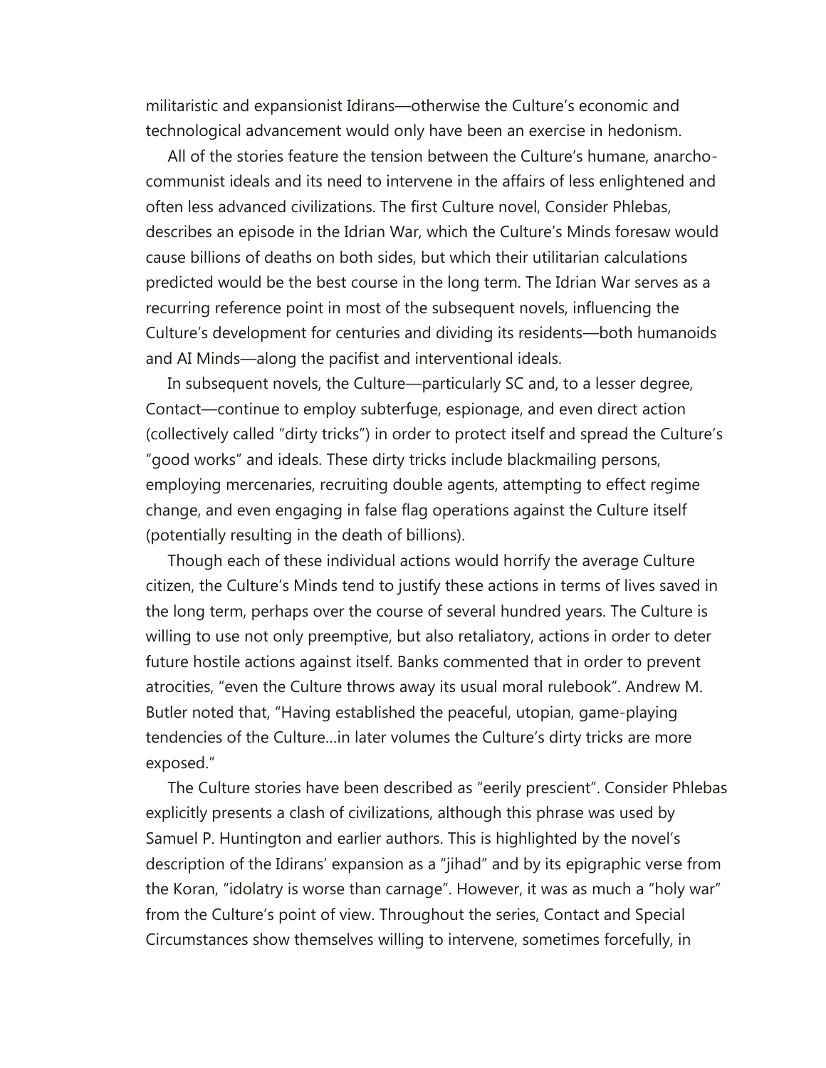militaristic and expansionist Idirans—otherwise the Culture's economic and technological advancement would only have been an exercise in hedonism.

All of the stories feature the tension between the Culture's humane, anarcho-communist ideals and its need to intervene in the affairs of less enlightened and often less advanced civilizations. The first Culture novel, Consider Phlebas, describes an episode in the Idrian War, which the Culture's Minds foresaw would cause billions of deaths on both sides, but which their utilitarian calculations predicted would be the best course in the long term. The Idrian War serves as a recurring reference point in most of the subsequent novels, influencing the Culture's development for centuries and dividing its residents—both humanoids and AI Minds—along the pacifist and interventional ideals.

In subsequent novels, the Culture—particularly SC and, to a lesser degree, Contact—continue to employ subterfuge, espionage, and even direct action (collectively called "dirty tricks") in order to protect itself and spread the Culture's "good works" and ideals. These dirty tricks include blackmailing persons, employing mercenaries, recruiting double agents, attempting to effect regime change, and even engaging in false flag operations against the Culture itself (potentially resulting in the death of billions).

Though each of these individual actions would horrify the average Culture citizen, the Culture's Minds tend to justify these actions in terms of lives saved in the long term, perhaps over the course of several hundred years. The Culture is willing to use not only preemptive, but also retaliatory, actions in order to deter future hostile actions against itself. Banks commented that in order to prevent atrocities, "even the Culture throws away its usual moral rulebook". Andrew M. Butler noted that, "Having established the peaceful, utopian, game-playing tendencies of the Culture...in later volumes the Culture's dirty tricks are more exposed."

The Culture stories have been described as "eerily prescient". Consider Phlebas explicitly presents a clash of civilizations, although this phrase was used by Samuel P. Huntington and earlier authors. This is highlighted by the novel's description of the Idirans' expansion as a "jihad" and by its epigraphic verse from the Koran, "idolatry is worse than carnage". However, it was as much a "holy war" from the Culture's point of view. Throughout the series, Contact and Special Circumstances show themselves willing to intervene, sometimes forcefully, in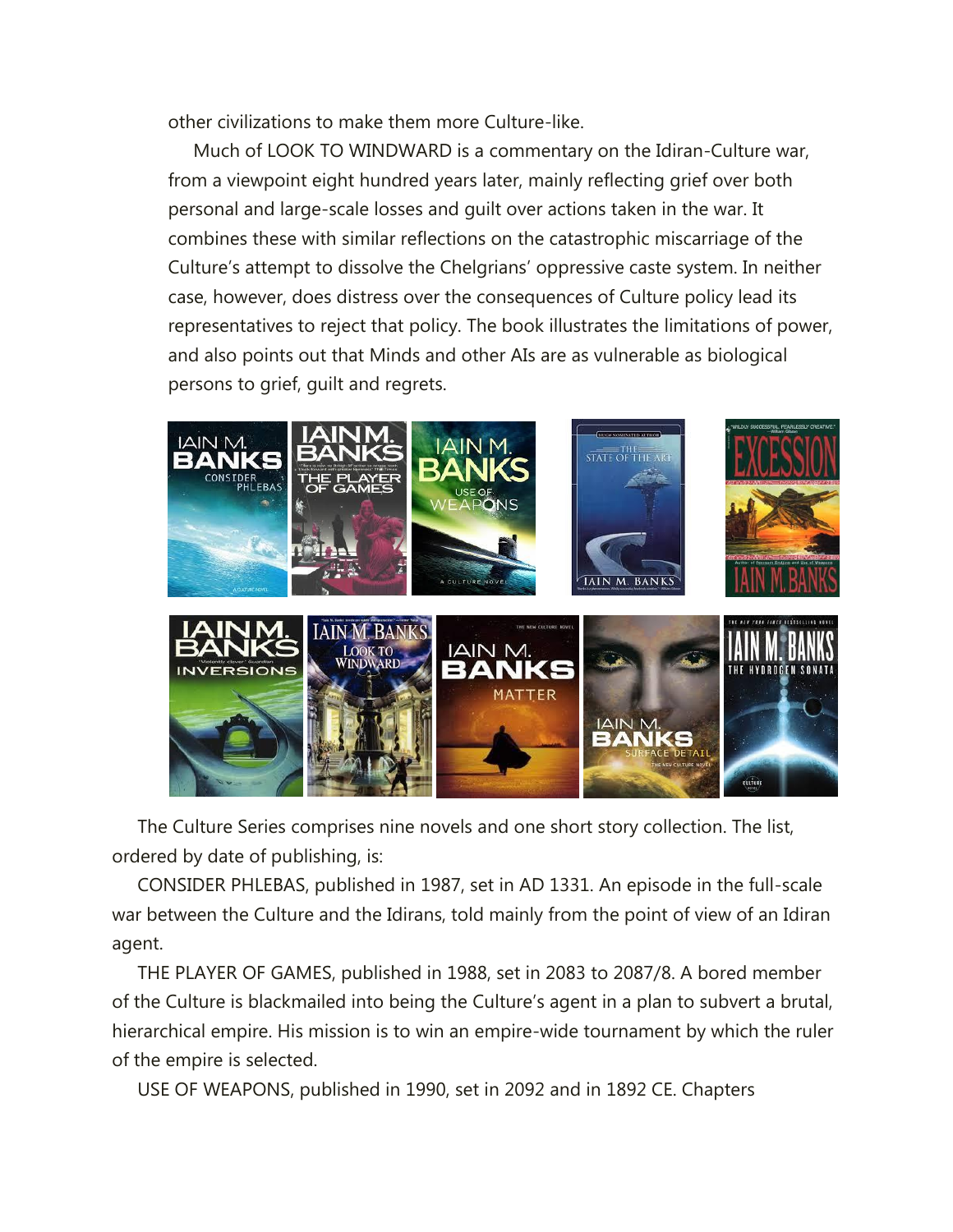other civilizations to make them more Culture-like.

Much of LOOK TO WINDWARD is a commentary on the Idiran-Culture war, from a viewpoint eight hundred years later, mainly reflecting grief over both personal and large-scale losses and guilt over actions taken in the war. It combines these with similar reflections on the catastrophic miscarriage of the Culture's attempt to dissolve the Chelgrians' oppressive caste system. In neither case, however, does distress over the consequences of Culture policy lead its representatives to reject that policy. The book illustrates the limitations of power, and also points out that Minds and other AIs are as vulnerable as biological persons to grief, guilt and regrets.

The Culture Series comprises nine novels and one short story collection. The list, ordered by date of publishing, is:

CONSIDER PHLEBAS, published in 1987, set in AD 1331. An episode in the full-scale war between the Culture and the Idirans, told mainly from the point of view of an Idiran agent.

THE PLAYER OF GAMES, published in 1988, set in 2083 to 2087/8. A bored member of the Culture is blackmailed into being the Culture's agent in a plan to subvert a brutal, hierarchical empire. His mission is to win an empire-wide tournament by which the ruler of the empire is selected.

USE OF WEAPONS, published in 1990, set in 2092 and in 1892 CE. Chapters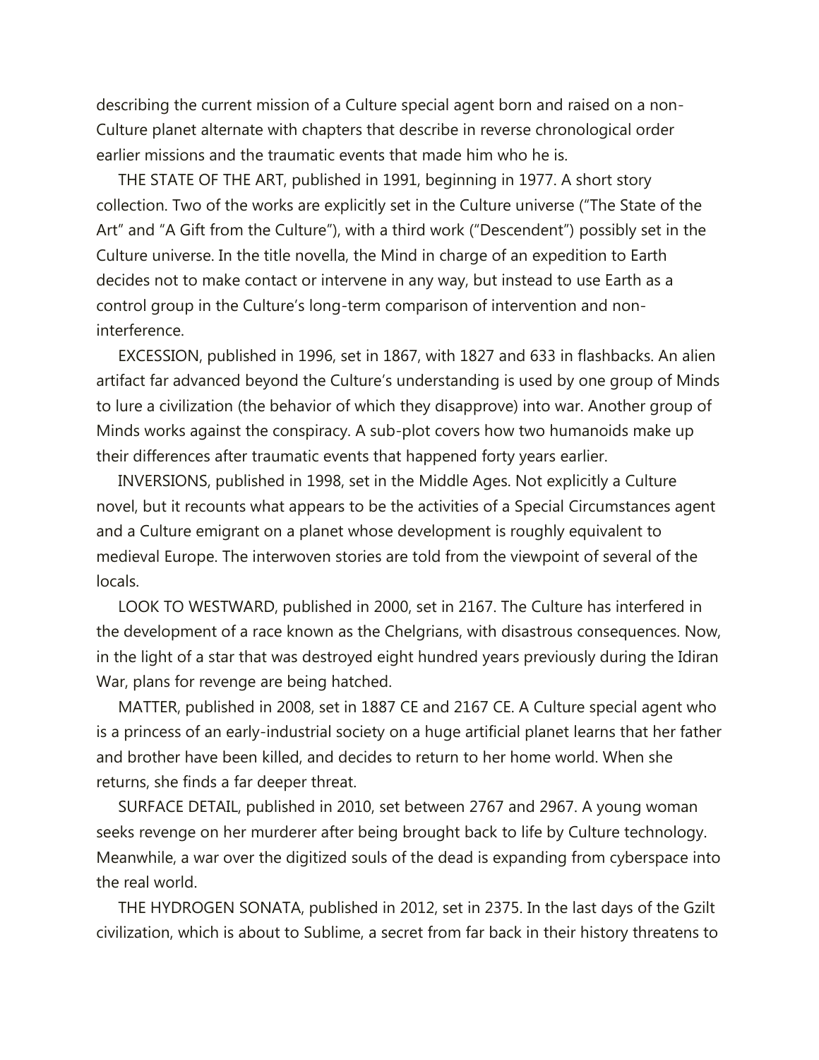describing the current mission of a Culture special agent born and raised on a non-Culture planet alternate with chapters that describe in reverse chronological order earlier missions and the traumatic events that made him who he is.

THE STATE OF THE ART, published in 1991, beginning in 1977. A short story collection. Two of the works are explicitly set in the Culture universe ("The State of the Art" and "A Gift from the Culture"), with a third work ("Descendent") possibly set in the Culture universe. In the title novella, the Mind in charge of an expedition to Earth decides not to make contact or intervene in any way, but instead to use Earth as a control group in the Culture's long-term comparison of intervention and non-interference.

EXCESSION, published in 1996, set in 1867, with 1827 and 633 in flashbacks. An alien artifact far advanced beyond the Culture's understanding is used by one group of Minds to lure a civilization (the behavior of which they disapprove) into war. Another group of Minds works against the conspiracy. A sub-plot covers how two humanoids make up their differences after traumatic events that happened forty years earlier.

INVERSIONS, published in 1998, set in the Middle Ages. Not explicitly a Culture novel, but it recounts what appears to be the activities of a Special Circumstances agent and a Culture emigrant on a planet whose development is roughly equivalent to medieval Europe. The interwoven stories are told from the viewpoint of several of the locals.

LOOK TO WESTWARD, published in 2000, set in 2167. The Culture has interfered in the development of a race known as the Chelgrians, with disastrous consequences. Now, in the light of a star that was destroyed eight hundred years previously during the Idiran War, plans for revenge are being hatched.

MATTER, published in 2008, set in 1887 CE and 2167 CE. A Culture special agent who is a princess of an early-industrial society on a huge artificial planet learns that her father and brother have been killed, and decides to return to her home world. When she returns, she finds a far deeper threat.

SURFACE DETAIL, published in 2010, set between 2767 and 2967. A young woman seeks revenge on her murderer after being brought back to life by Culture technology. Meanwhile, a war over the digitized souls of the dead is expanding from cyberspace into the real world.

THE HYDROGEN SONATA, published in 2012, set in 2375. In the last days of the Gzilt civilization, which is about to Sublime, a secret from far back in their history threatens to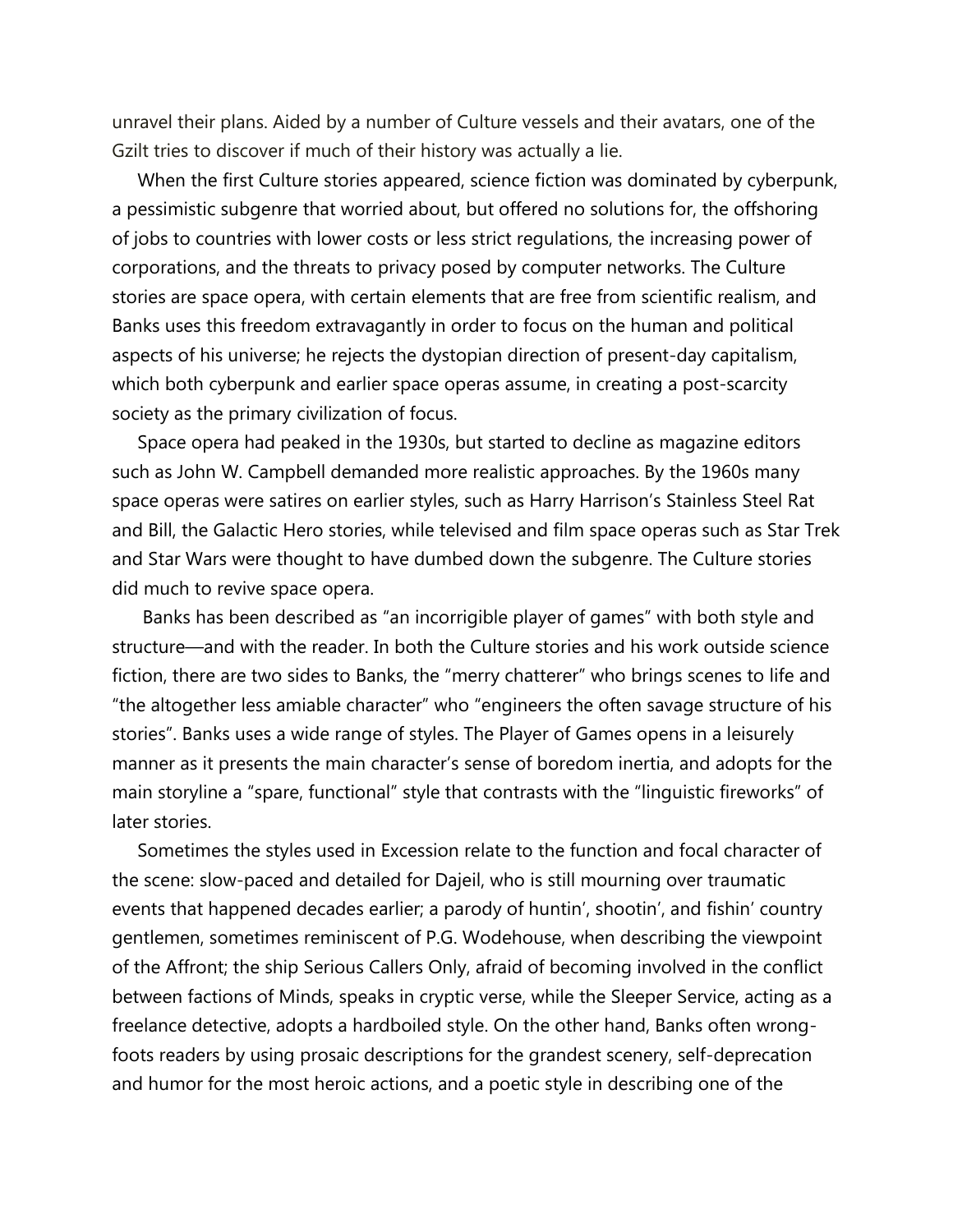unravel their plans. Aided by a number of Culture vessels and their avatars, one of the Gzilt tries to discover if much of their history was actually a lie.

When the first Culture stories appeared, science fiction was dominated by cyberpunk, a pessimistic subgenre that worried about, but offered no solutions for, the offshoring of jobs to countries with lower costs or less strict regulations, the increasing power of corporations, and the threats to privacy posed by computer networks. The Culture stories are space opera, with certain elements that are free from scientific realism, and Banks uses this freedom extravagantly in order to focus on the human and political aspects of his universe; he rejects the dystopian direction of present-day capitalism, which both cyberpunk and earlier space operas assume, in creating a post-scarcity society as the primary civilization of focus.

Space opera had peaked in the 1930s, but started to decline as magazine editors such as John W. Campbell demanded more realistic approaches. By the 1960s many space operas were satires on earlier styles, such as Harry Harrison's Stainless Steel Rat and Bill, the Galactic Hero stories, while televised and film space operas such as Star Trek and Star Wars were thought to have dumbed down the subgenre. The Culture stories did much to revive space opera.

Banks has been described as "an incorrigible player of games" with both style and structure—and with the reader. In both the Culture stories and his work outside science fiction, there are two sides to Banks, the "merry chatterer" who brings scenes to life and "the altogether less amiable character" who "engineers the often savage structure of his stories". Banks uses a wide range of styles. The Player of Games opens in a leisurely manner as it presents the main character's sense of boredom inertia, and adopts for the main storyline a "spare, functional" style that contrasts with the "linguistic fireworks" of later stories.

Sometimes the styles used in Excession relate to the function and focal character of the scene: slow-paced and detailed for Dajeil, who is still mourning over traumatic events that happened decades earlier; a parody of huntin', shootin', and fishin' country gentlemen, sometimes reminiscent of P.G. Wodehouse, when describing the viewpoint of the Affront; the ship Serious Callers Only, afraid of becoming involved in the conflict between factions of Minds, speaks in cryptic verse, while the Sleeper Service, acting as a freelance detective, adopts a hardboiled style. On the other hand, Banks often wrong-foots readers by using prosaic descriptions for the grandest scenery, self-deprecation and humor for the most heroic actions, and a poetic style in describing one of the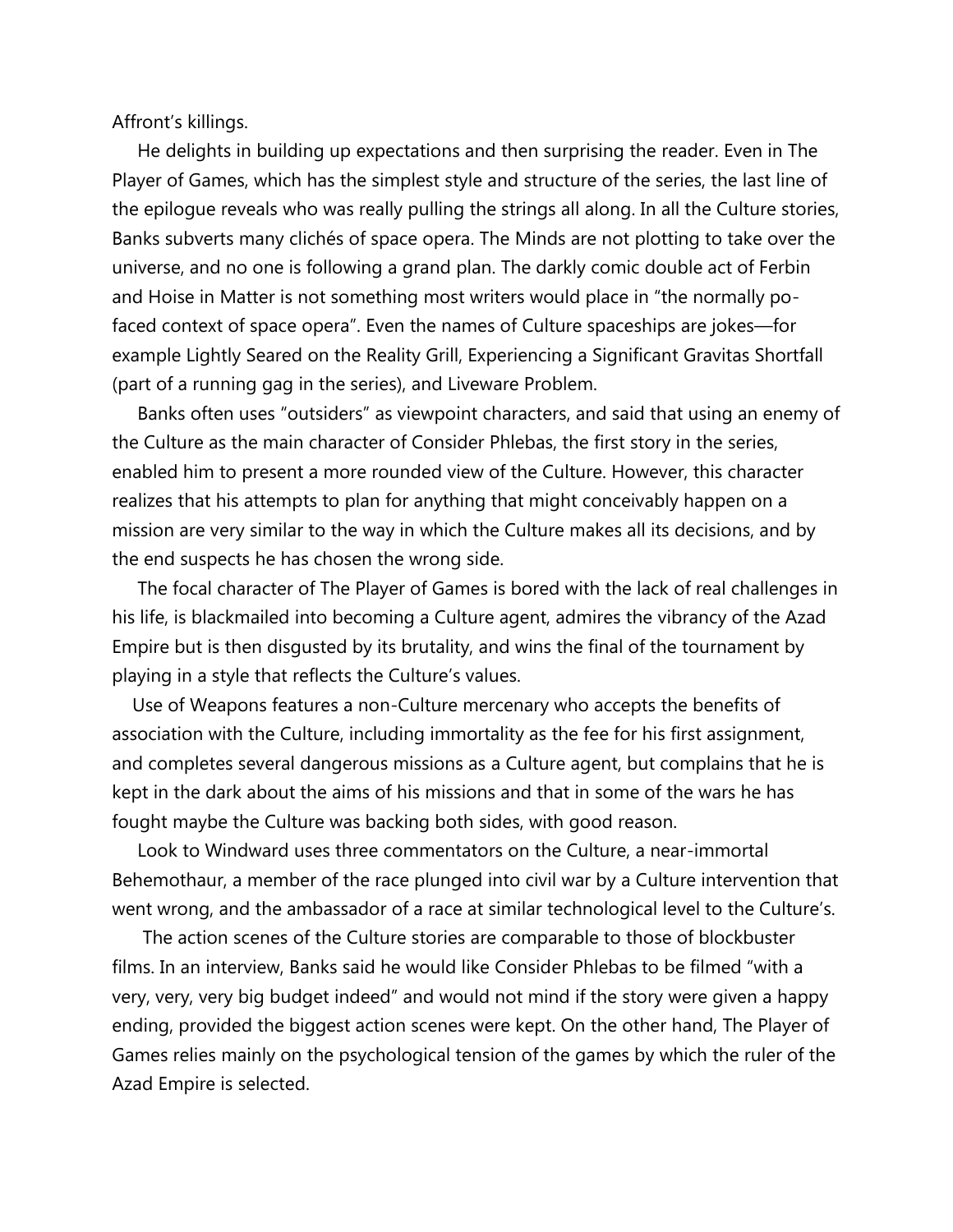Affront's killings.

He delights in building up expectations and then surprising the reader. Even in The Player of Games, which has the simplest style and structure of the series, the last line of the epilogue reveals who was really pulling the strings all along. In all the Culture stories, Banks subverts many clichés of space opera. The Minds are not plotting to take over the universe, and no one is following a grand plan. The darkly comic double act of Ferbin and Hoise in Matter is not something most writers would place in "the normally po-faced context of space opera". Even the names of Culture spaceships are jokes—for example Lightly Seared on the Reality Grill, Experiencing a Significant Gravitas Shortfall (part of a running gag in the series), and Liveware Problem.

Banks often uses "outsiders" as viewpoint characters, and said that using an enemy of the Culture as the main character of Consider Phlebas, the first story in the series, enabled him to present a more rounded view of the Culture. However, this character realizes that his attempts to plan for anything that might conceivably happen on a mission are very similar to the way in which the Culture makes all its decisions, and by the end suspects he has chosen the wrong side.

The focal character of The Player of Games is bored with the lack of real challenges in his life, is blackmailed into becoming a Culture agent, admires the vibrancy of the Azad Empire but is then disgusted by its brutality, and wins the final of the tournament by playing in a style that reflects the Culture's values.

Use of Weapons features a non-Culture mercenary who accepts the benefits of association with the Culture, including immortality as the fee for his first assignment, and completes several dangerous missions as a Culture agent, but complains that he is kept in the dark about the aims of his missions and that in some of the wars he has fought maybe the Culture was backing both sides, with good reason.

Look to Windward uses three commentators on the Culture, a near-immortal Behemothaur, a member of the race plunged into civil war by a Culture intervention that went wrong, and the ambassador of a race at similar technological level to the Culture's.

The action scenes of the Culture stories are comparable to those of blockbuster films. In an interview, Banks said he would like Consider Phlebas to be filmed "with a very, very, very big budget indeed" and would not mind if the story were given a happy ending, provided the biggest action scenes were kept. On the other hand, The Player of Games relies mainly on the psychological tension of the games by which the ruler of the Azad Empire is selected.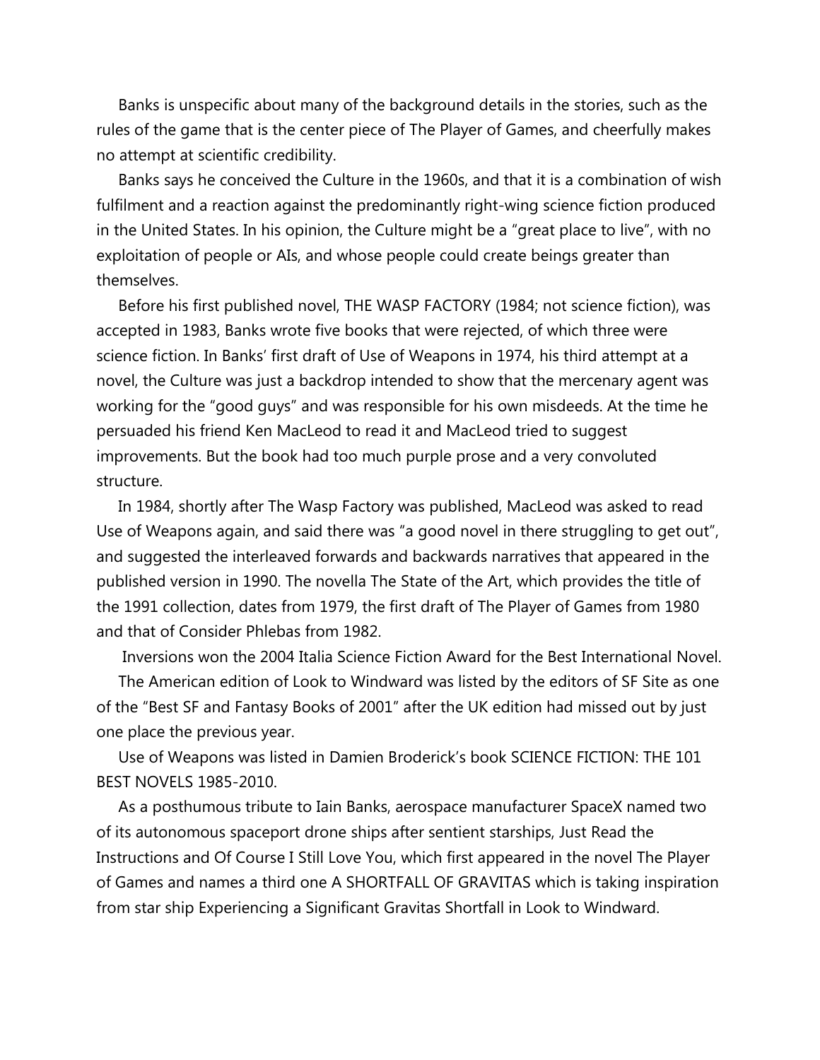Banks is unspecific about many of the background details in the stories, such as the rules of the game that is the center piece of The Player of Games, and cheerfully makes no attempt at scientific credibility.

Banks says he conceived the Culture in the 1960s, and that it is a combination of wish fulfilment and a reaction against the predominantly right-wing science fiction produced in the United States. In his opinion, the Culture might be a "great place to live", with no exploitation of people or AIs, and whose people could create beings greater than themselves.

Before his first published novel, THE WASP FACTORY (1984; not science fiction), was accepted in 1983, Banks wrote five books that were rejected, of which three were science fiction. In Banks' first draft of Use of Weapons in 1974, his third attempt at a novel, the Culture was just a backdrop intended to show that the mercenary agent was working for the "good guys" and was responsible for his own misdeeds. At the time he persuaded his friend Ken MacLeod to read it and MacLeod tried to suggest improvements. But the book had too much purple prose and a very convoluted structure.

In 1984, shortly after The Wasp Factory was published, MacLeod was asked to read Use of Weapons again, and said there was "a good novel in there struggling to get out", and suggested the interleaved forwards and backwards narratives that appeared in the published version in 1990. The novella The State of the Art, which provides the title of the 1991 collection, dates from 1979, the first draft of The Player of Games from 1980 and that of Consider Phlebas from 1982.

Inversions won the 2004 Italia Science Fiction Award for the Best International Novel.

The American edition of Look to Windward was listed by the editors of SF Site as one of the "Best SF and Fantasy Books of 2001" after the UK edition had missed out by just one place the previous year.

Use of Weapons was listed in Damien Broderick's book SCIENCE FICTION: THE 101 BEST NOVELS 1985-2010.

As a posthumous tribute to Iain Banks, aerospace manufacturer SpaceX named two of its autonomous spaceport drone ships after sentient starships, Just Read the Instructions and Of Course I Still Love You, which first appeared in the novel The Player of Games and names a third one A SHORTFALL OF GRAVITAS which is taking inspiration from star ship Experiencing a Significant Gravitas Shortfall in Look to Windward.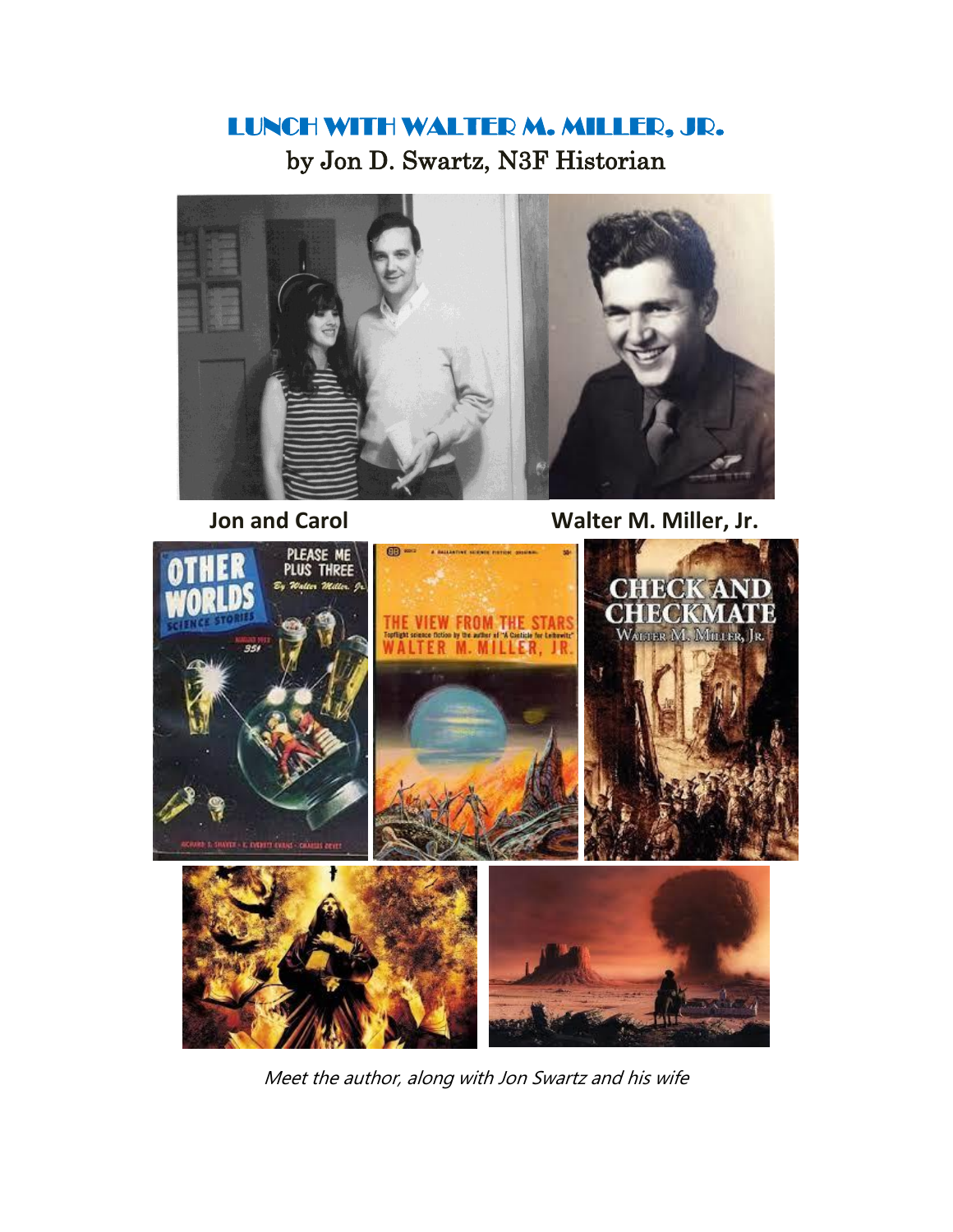# LUNCH WITH WALTER M. MILLER, JR.

## by Jon D. Swartz, N3F Historian

**Jon and Carol** **Walter M. Miller, Jr.**

*Meet the author, along with Jon Swartz and his wife*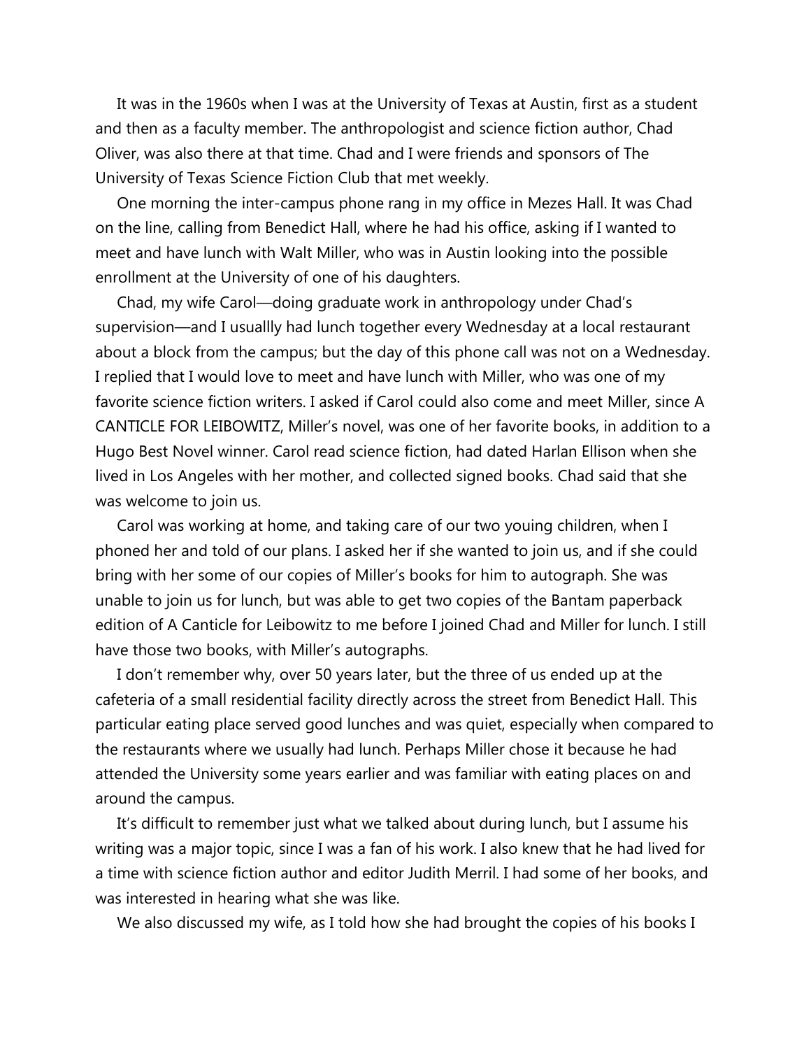It was in the 1960s when I was at the University of Texas at Austin, first as a student and then as a faculty member. The anthropologist and science fiction author, Chad Oliver, was also there at that time. Chad and I were friends and sponsors of The University of Texas Science Fiction Club that met weekly.

One morning the inter-campus phone rang in my office in Mezes Hall. It was Chad on the line, calling from Benedict Hall, where he had his office, asking if I wanted to meet and have lunch with Walt Miller, who was in Austin looking into the possible enrollment at the University of one of his daughters.

Chad, my wife Carol—doing graduate work in anthropology under Chad's supervision—and I usuallly had lunch together every Wednesday at a local restaurant about a block from the campus; but the day of this phone call was not on a Wednesday. I replied that I would love to meet and have lunch with Miller, who was one of my favorite science fiction writers. I asked if Carol could also come and meet Miller, since A CANTICLE FOR LEIBOWITZ, Miller's novel, was one of her favorite books, in addition to a Hugo Best Novel winner. Carol read science fiction, had dated Harlan Ellison when she lived in Los Angeles with her mother, and collected signed books. Chad said that she was welcome to join us.

Carol was working at home, and taking care of our two youing children, when I phoned her and told of our plans. I asked her if she wanted to join us, and if she could bring with her some of our copies of Miller's books for him to autograph. She was unable to join us for lunch, but was able to get two copies of the Bantam paperback edition of A Canticle for Leibowitz to me before I joined Chad and Miller for lunch. I still have those two books, with Miller's autographs.

I don't remember why, over 50 years later, but the three of us ended up at the cafeteria of a small residential facility directly across the street from Benedict Hall. This particular eating place served good lunches and was quiet, especially when compared to the restaurants where we usually had lunch. Perhaps Miller chose it because he had attended the University some years earlier and was familiar with eating places on and around the campus.

It's difficult to remember just what we talked about during lunch, but I assume his writing was a major topic, since I was a fan of his work. I also knew that he had lived for a time with science fiction author and editor Judith Merril. I had some of her books, and was interested in hearing what she was like.

We also discussed my wife, as I told how she had brought the copies of his books I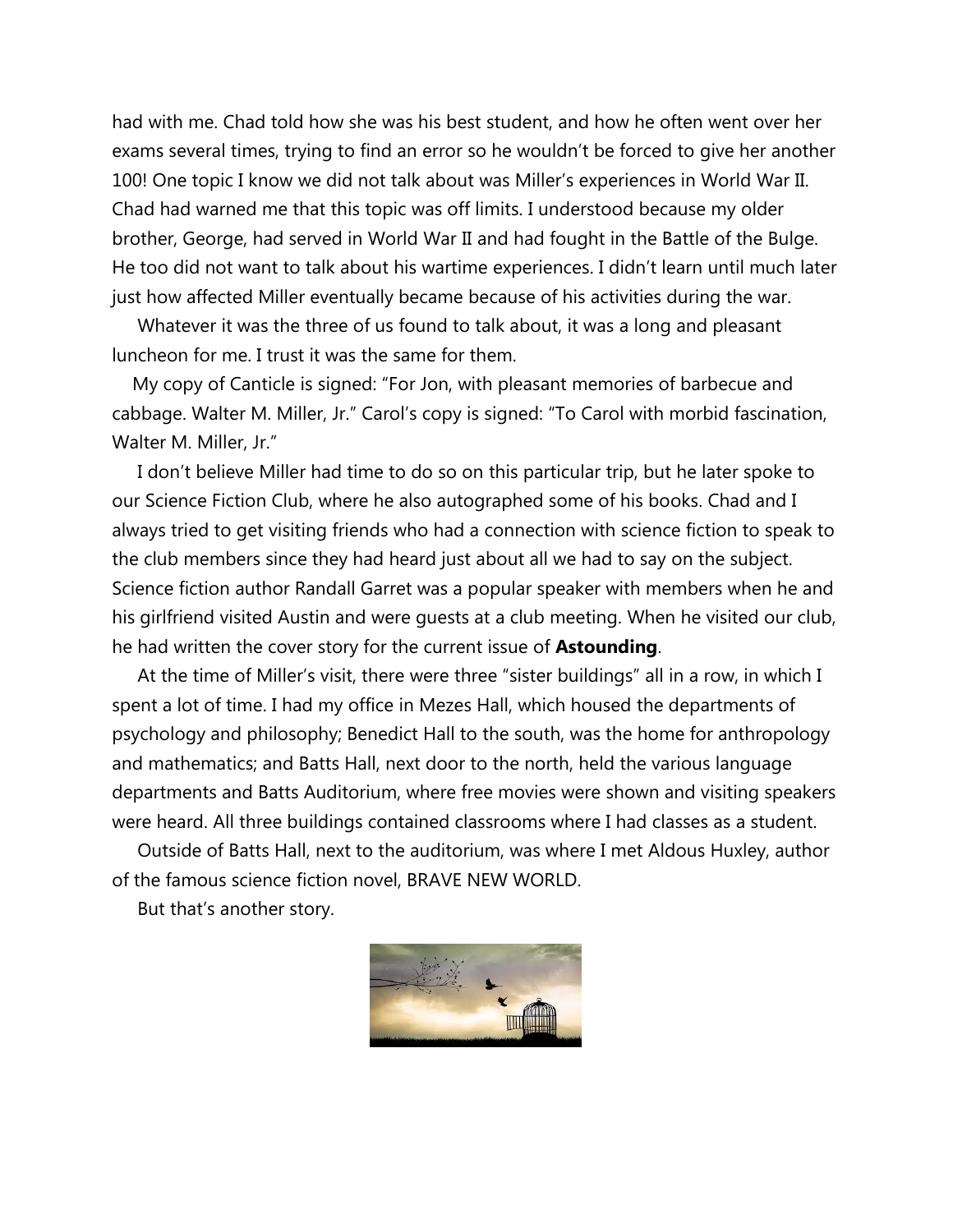had with me. Chad told how she was his best student, and how he often went over her exams several times, trying to find an error so he wouldn't be forced to give her another 100! One topic I know we did not talk about was Miller's experiences in World War II. Chad had warned me that this topic was off limits. I understood because my older brother, George, had served in World War II and had fought in the Battle of the Bulge. He too did not want to talk about his wartime experiences. I didn't learn until much later just how affected Miller eventually became because of his activities during the war.

Whatever it was the three of us found to talk about, it was a long and pleasant luncheon for me. I trust it was the same for them.

My copy of Canticle is signed: "For Jon, with pleasant memories of barbecue and cabbage. Walter M. Miller, Jr." Carol's copy is signed: "To Carol with morbid fascination, Walter M. Miller, Jr."

I don't believe Miller had time to do so on this particular trip, but he later spoke to our Science Fiction Club, where he also autographed some of his books. Chad and I always tried to get visiting friends who had a connection with science fiction to speak to the club members since they had heard just about all we had to say on the subject. Science fiction author Randall Garret was a popular speaker with members when he and his girlfriend visited Austin and were guests at a club meeting. When he visited our club, he had written the cover story for the current issue of **Astounding**.

At the time of Miller's visit, there were three "sister buildings" all in a row, in which I spent a lot of time. I had my office in Mezes Hall, which housed the departments of psychology and philosophy; Benedict Hall to the south, was the home for anthropology and mathematics; and Batts Hall, next door to the north, held the various language departments and Batts Auditorium, where free movies were shown and visiting speakers were heard. All three buildings contained classrooms where I had classes as a student.

Outside of Batts Hall, next to the auditorium, was where I met Aldous Huxley, author of the famous science fiction novel, BRAVE NEW WORLD.

But that's another story.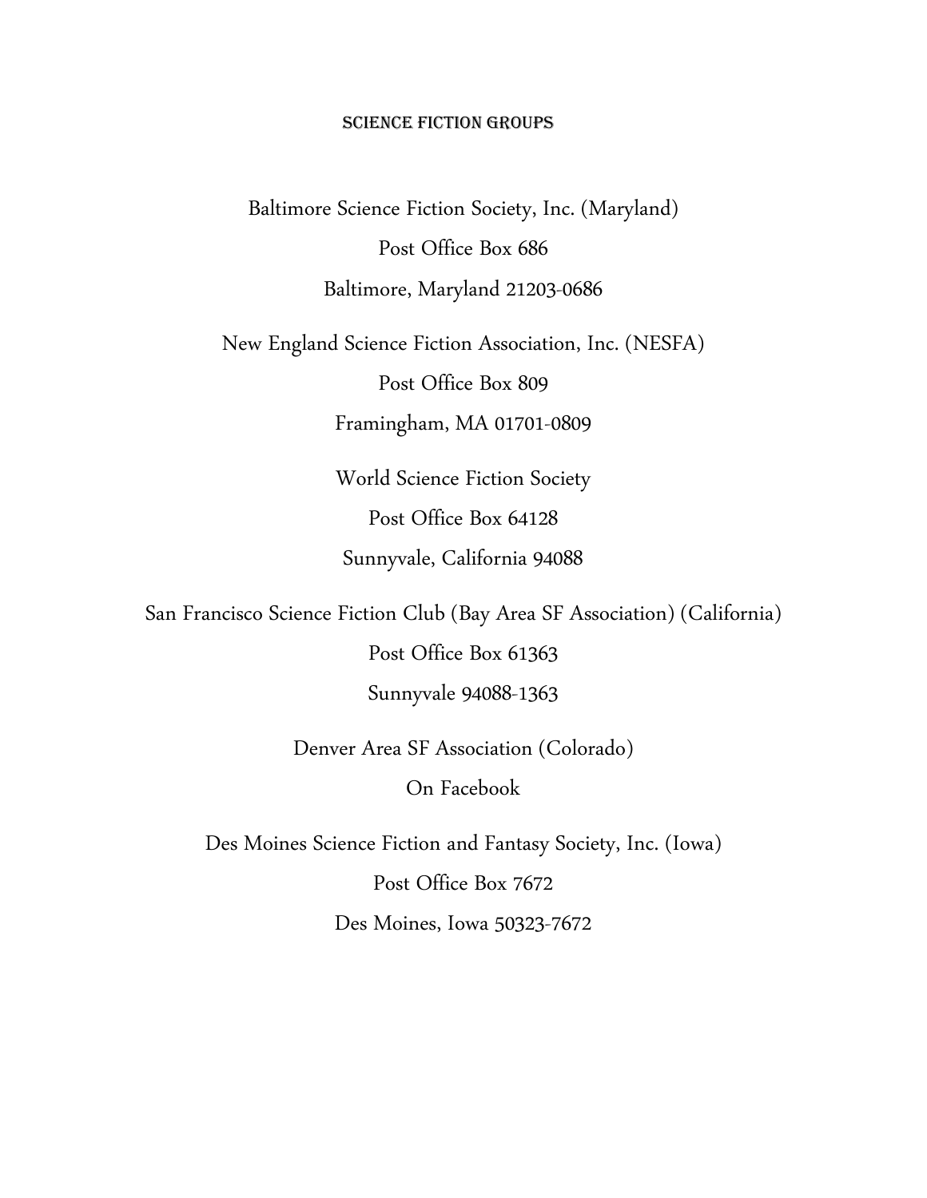# SCIENCE FICTION GROUPS

Baltimore Science Fiction Society, Inc. (Maryland)

Post Office Box 686

Baltimore, Maryland 21203-0686

New England Science Fiction Association, Inc. (NESFA)

Post Office Box 809

Framingham, MA 01701-0809

World Science Fiction Society

Post Office Box 64128

Sunnyvale, California 94088

San Francisco Science Fiction Club (Bay Area SF Association) (California)

Post Office Box 61363

Sunnyvale 94088-1363

Denver Area SF Association (Colorado)

On Facebook

Des Moines Science Fiction and Fantasy Society, Inc. (Iowa)

Post Office Box 7672

Des Moines, Iowa 50323-7672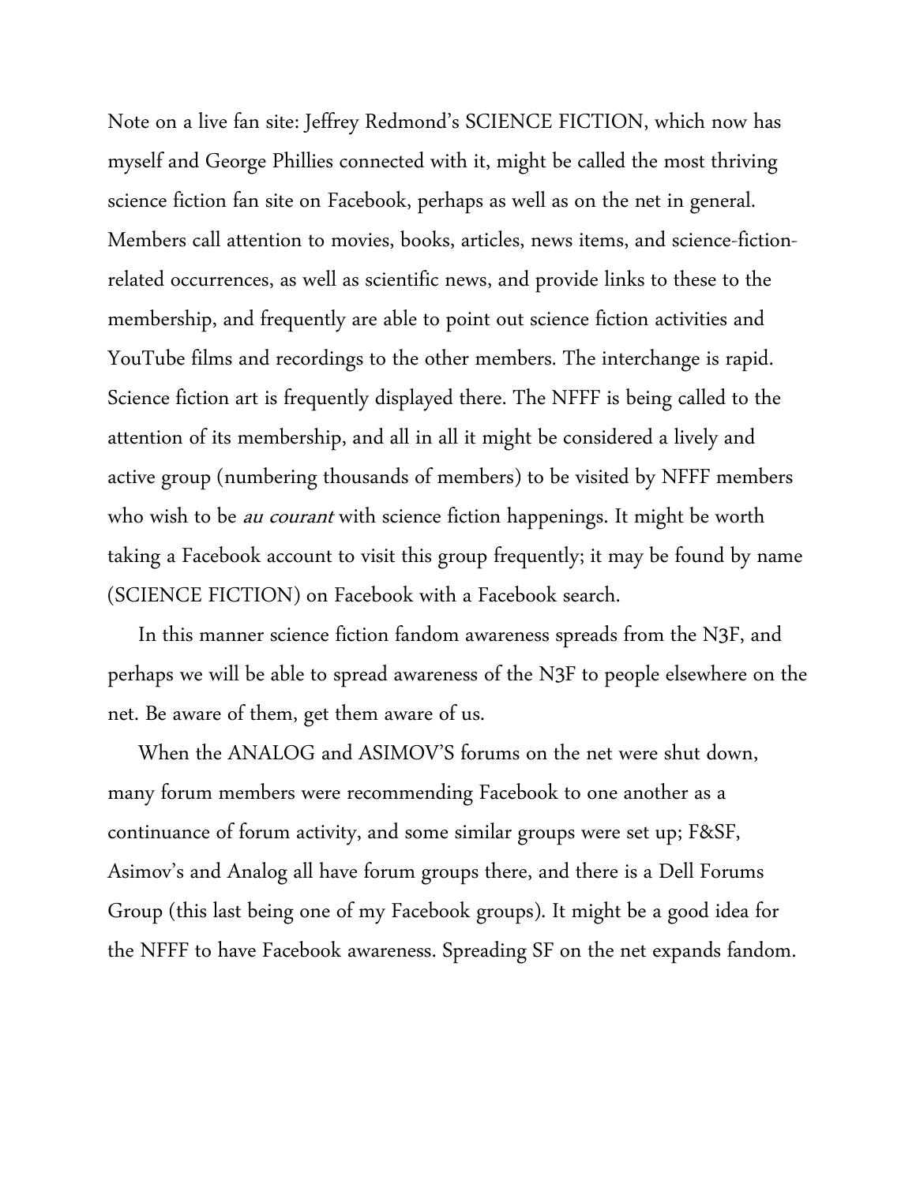Note on a live fan site: Jeffrey Redmond's SCIENCE FICTION, which now has myself and George Phillies connected with it, might be called the most thriving science fiction fan site on Facebook, perhaps as well as on the net in general. Members call attention to movies, books, articles, news items, and science-fiction-related occurrences, as well as scientific news, and provide links to these to the membership, and frequently are able to point out science fiction activities and YouTube films and recordings to the other members. The interchange is rapid. Science fiction art is frequently displayed there. The NFFF is being called to the attention of its membership, and all in all it might be considered a lively and active group (numbering thousands of members) to be visited by NFFF members who wish to be *au courant* with science fiction happenings. It might be worth taking a Facebook account to visit this group frequently; it may be found by name (SCIENCE FICTION) on Facebook with a Facebook search.

In this manner science fiction fandom awareness spreads from the N3F, and perhaps we will be able to spread awareness of the N3F to people elsewhere on the net. Be aware of them, get them aware of us.

When the ANALOG and ASIMOV'S forums on the net were shut down, many forum members were recommending Facebook to one another as a continuance of forum activity, and some similar groups were set up; F&SF, Asimov's and Analog all have forum groups there, and there is a Dell Forums Group (this last being one of my Facebook groups). It might be a good idea for the NFFF to have Facebook awareness. Spreading SF on the net expands fandom.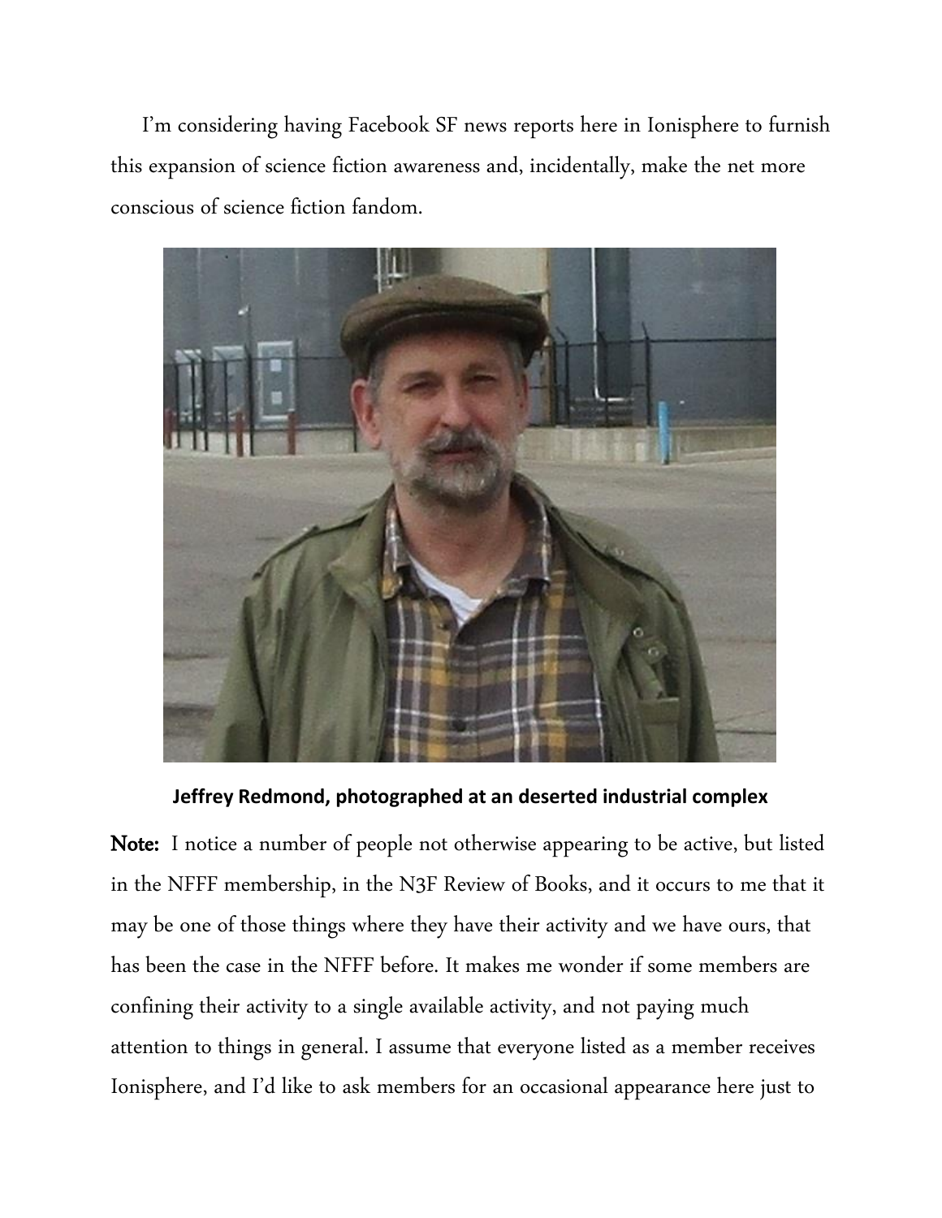I'm considering having Facebook SF news reports here in Ionisphere to furnish this expansion of science fiction awareness and, incidentally, make the net more conscious of science fiction fandom.

**Jeffrey Redmond, photographed at an deserted industrial complex**

**Note:** I notice a number of people not otherwise appearing to be active, but listed in the NFFF membership, in the N3F Review of Books, and it occurs to me that it may be one of those things where they have their activity and we have ours, that has been the case in the NFFF before. It makes me wonder if some members are confining their activity to a single available activity, and not paying much attention to things in general. I assume that everyone listed as a member receives Ionisphere, and I'd like to ask members for an occasional appearance here just to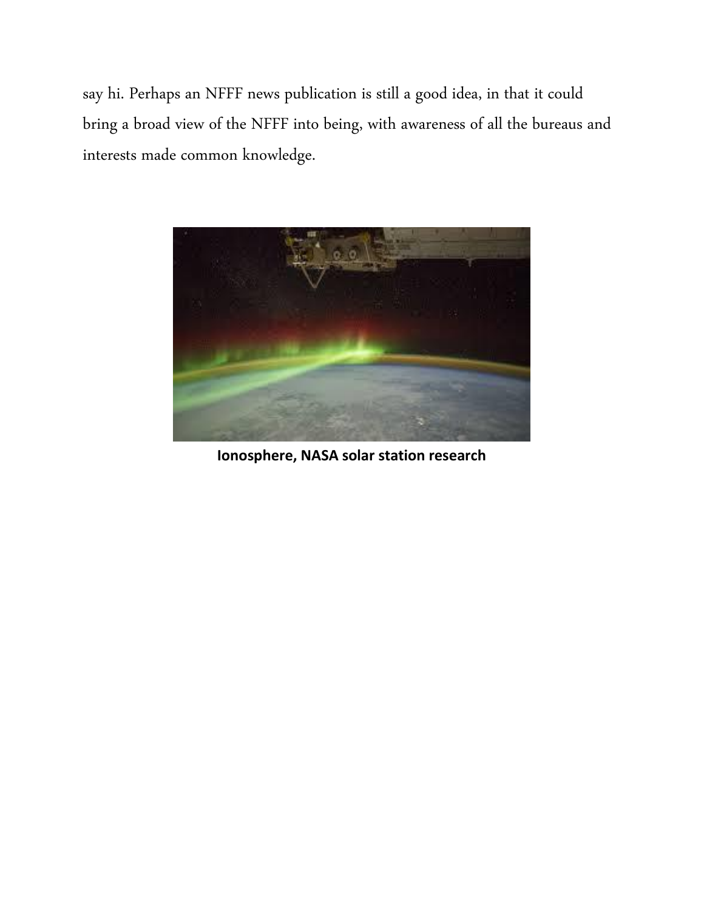say hi. Perhaps an NFFF news publication is still a good idea, in that it could bring a broad view of the NFFF into being, with awareness of all the bureaus and interests made common knowledge.

**Ionosphere, NASA solar station research**